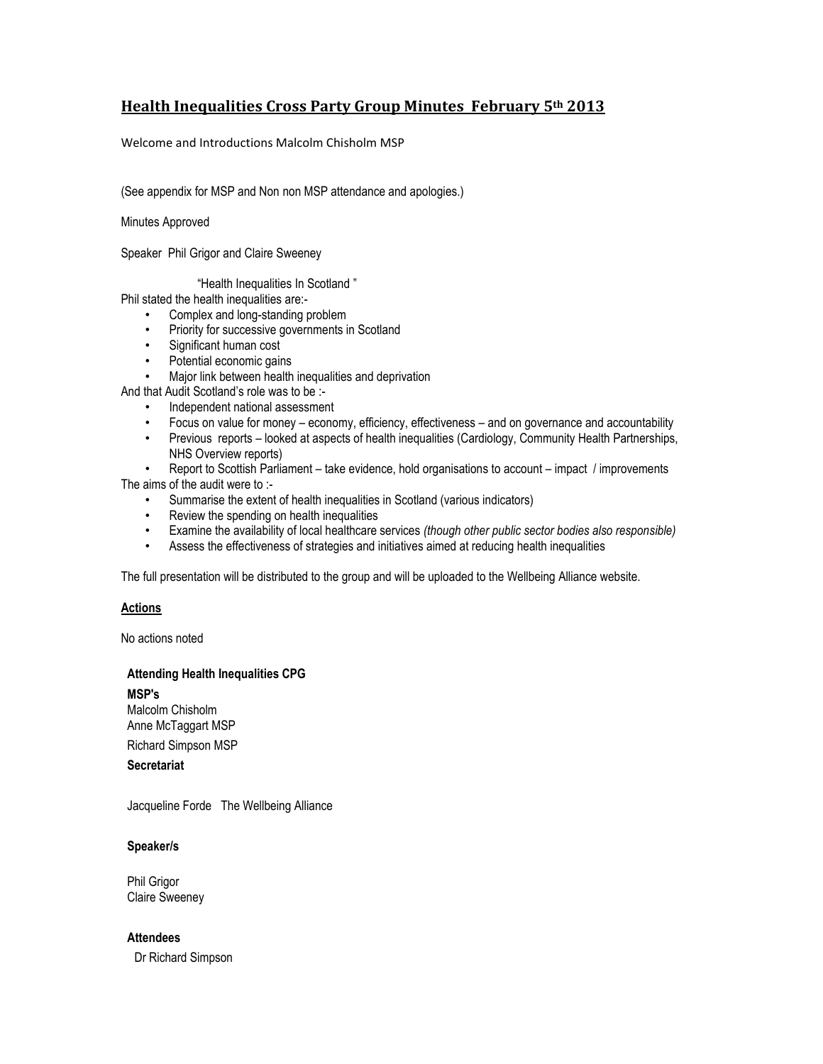# Health Inequalities Cross Party Group Minutes February 5th 2013

Welcome and Introductions Malcolm Chisholm MSP

(See appendix for MSP and Non non MSP attendance and apologies.)

Minutes Approved

Speaker Phil Grigor and Claire Sweeney

"Health Inequalities In Scotland "

Phil stated the health inequalities are:-

- Complex and long-standing problem
- Priority for successive governments in Scotland
- Significant human cost
- Potential economic gains
- Major link between health inequalities and deprivation

And that Audit Scotland's role was to be :-

- Independent national assessment
- Focus on value for money – economy, efficiency, effectiveness – and on governance and accountability
- Previous reports – looked at aspects of health inequalities (Cardiology, Community Health Partnerships, NHS Overview reports)
- Report to Scottish Parliament – take evidence, hold organisations to account – impact / improvements

The aims of the audit were to :-

- Summarise the extent of health inequalities in Scotland (various indicators)
- Review the spending on health inequalities
- Examine the availability of local healthcare services *(though other public sector bodies also responsible)*
- Assess the effectiveness of strategies and initiatives aimed at reducing health inequalities

The full presentation will be distributed to the group and will be uploaded to the Wellbeing Alliance website.

**Actions**

No actions noted

**Attending Health Inequalities CPG**

**MSP's**

Malcolm Chisholm
Anne McTaggart MSP
Richard Simpson MSP

**Secretariat**

Jacqueline Forde The Wellbeing Alliance

**Speaker/s**

Phil Grigor
Claire Sweeney

**Attendees**

Dr Richard Simpson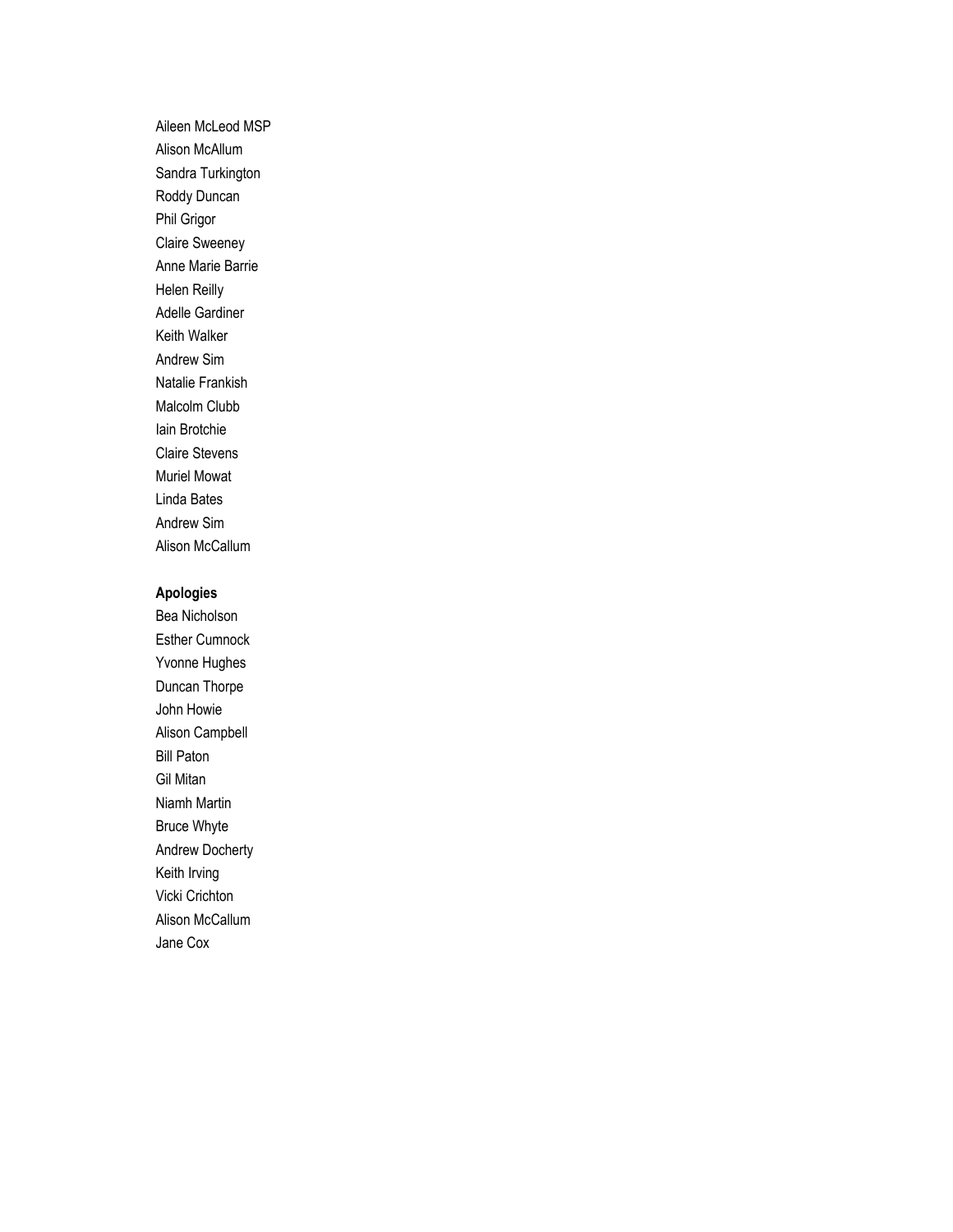Aileen McLeod MSP
Alison McAllum
Sandra Turkington
Roddy Duncan
Phil Grigor
Claire Sweeney
Anne Marie Barrie
Helen Reilly
Adelle Gardiner
Keith Walker
Andrew Sim
Natalie Frankish
Malcolm Clubb
Iain Brotchie
Claire Stevens
Muriel Mowat
Linda Bates
Andrew Sim
Alison McCallum

**Apologies**

Bea Nicholson
Esther Cumnock
Yvonne Hughes
Duncan Thorpe
John Howie
Alison Campbell
Bill Paton
Gil Mitan
Niamh Martin
Bruce Whyte
Andrew Docherty
Keith Irving
Vicki Crichton
Alison McCallum
Jane Cox